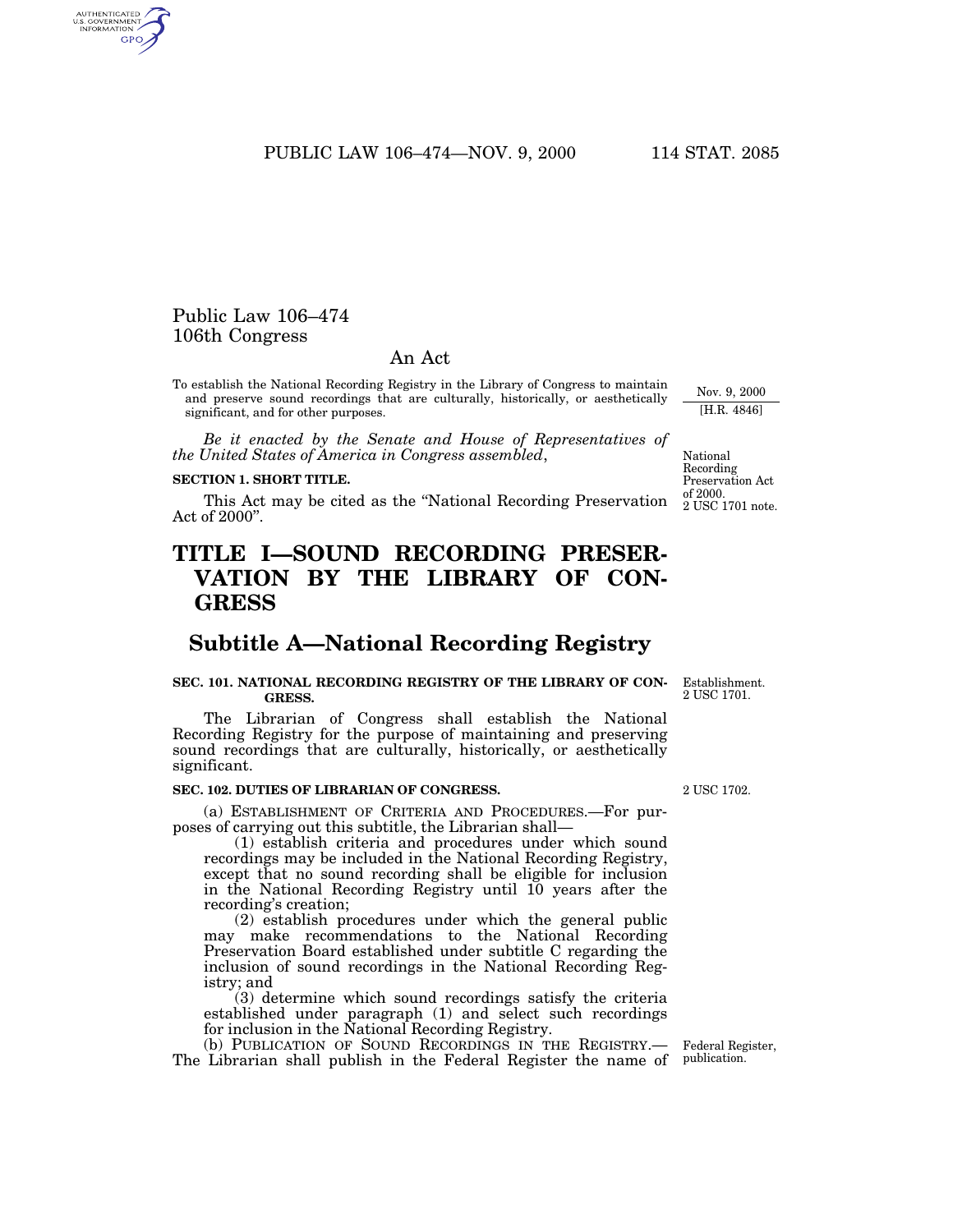Public Law 106–474
106th Congress

An Act

To establish the National Recording Registry in the Library of Congress to maintain and preserve sound recordings that are culturally, historically, or aesthetically significant, and for other purposes.

Nov. 9, 2000
[H.R. 4846]

*Be it enacted by the Senate and House of Representatives of the United States of America in Congress assembled*,

National Recording Preservation Act of 2000.
2 USC 1701 note.

**SECTION 1. SHORT TITLE.**

This Act may be cited as the "National Recording Preservation Act of 2000".

# TITLE I—SOUND RECORDING PRESERVATION BY THE LIBRARY OF CONGRESS

## Subtitle A—National Recording Registry

Establishment.
2 USC 1701.

**SEC. 101. NATIONAL RECORDING REGISTRY OF THE LIBRARY OF CONGRESS.**

The Librarian of Congress shall establish the National Recording Registry for the purpose of maintaining and preserving sound recordings that are culturally, historically, or aesthetically significant.

2 USC 1702.

**SEC. 102. DUTIES OF LIBRARIAN OF CONGRESS.**

(a) ESTABLISHMENT OF CRITERIA AND PROCEDURES.—For purposes of carrying out this subtitle, the Librarian shall—

(1) establish criteria and procedures under which sound recordings may be included in the National Recording Registry, except that no sound recording shall be eligible for inclusion in the National Recording Registry until 10 years after the recording's creation;

(2) establish procedures under which the general public may make recommendations to the National Recording Preservation Board established under subtitle C regarding the inclusion of sound recordings in the National Recording Registry; and

(3) determine which sound recordings satisfy the criteria established under paragraph (1) and select such recordings for inclusion in the National Recording Registry.

Federal Register, publication.

(b) PUBLICATION OF SOUND RECORDINGS IN THE REGISTRY.—The Librarian shall publish in the Federal Register the name of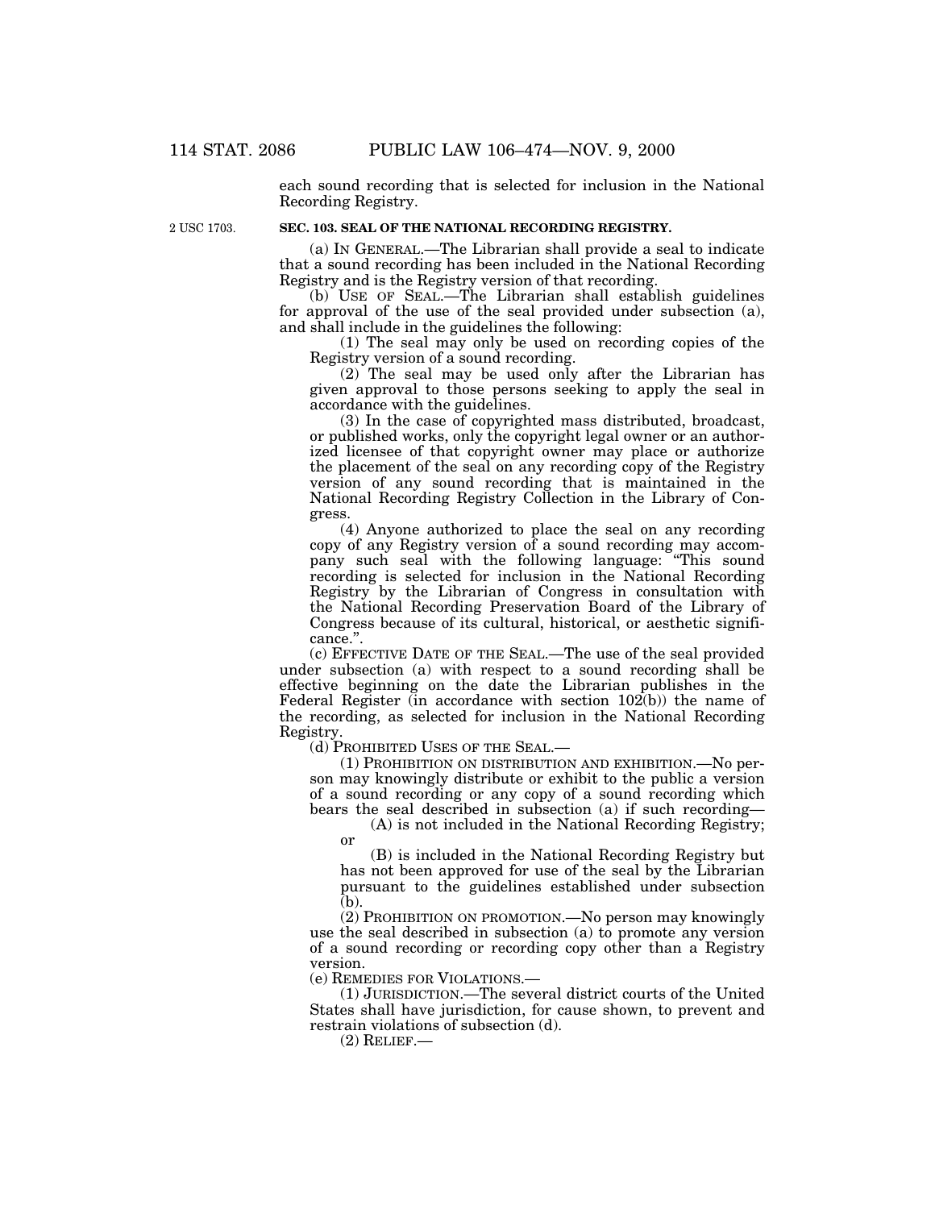each sound recording that is selected for inclusion in the National Recording Registry.

2 USC 1703.

**SEC. 103. SEAL OF THE NATIONAL RECORDING REGISTRY.**

(a) IN GENERAL.—The Librarian shall provide a seal to indicate that a sound recording has been included in the National Recording Registry and is the Registry version of that recording.

(b) USE OF SEAL.—The Librarian shall establish guidelines for approval of the use of the seal provided under subsection (a), and shall include in the guidelines the following:

(1) The seal may only be used on recording copies of the Registry version of a sound recording.

(2) The seal may be used only after the Librarian has given approval to those persons seeking to apply the seal in accordance with the guidelines.

(3) In the case of copyrighted mass distributed, broadcast, or published works, only the copyright legal owner or an authorized licensee of that copyright owner may place or authorize the placement of the seal on any recording copy of the Registry version of any sound recording that is maintained in the National Recording Registry Collection in the Library of Congress.

(4) Anyone authorized to place the seal on any recording copy of any Registry version of a sound recording may accompany such seal with the following language: "This sound recording is selected for inclusion in the National Recording Registry by the Librarian of Congress in consultation with the National Recording Preservation Board of the Library of Congress because of its cultural, historical, or aesthetic significance.".

(c) EFFECTIVE DATE OF THE SEAL.—The use of the seal provided under subsection (a) with respect to a sound recording shall be effective beginning on the date the Librarian publishes in the Federal Register (in accordance with section 102(b)) the name of the recording, as selected for inclusion in the National Recording Registry.

(d) PROHIBITED USES OF THE SEAL.—

(1) PROHIBITION ON DISTRIBUTION AND EXHIBITION.—No person may knowingly distribute or exhibit to the public a version of a sound recording or any copy of a sound recording which bears the seal described in subsection (a) if such recording—

(A) is not included in the National Recording Registry; or

(B) is included in the National Recording Registry but has not been approved for use of the seal by the Librarian pursuant to the guidelines established under subsection (b).

(2) PROHIBITION ON PROMOTION.—No person may knowingly use the seal described in subsection (a) to promote any version of a sound recording or recording copy other than a Registry version.

(e) REMEDIES FOR VIOLATIONS.—

(1) JURISDICTION.—The several district courts of the United States shall have jurisdiction, for cause shown, to prevent and restrain violations of subsection (d).

(2) RELIEF.—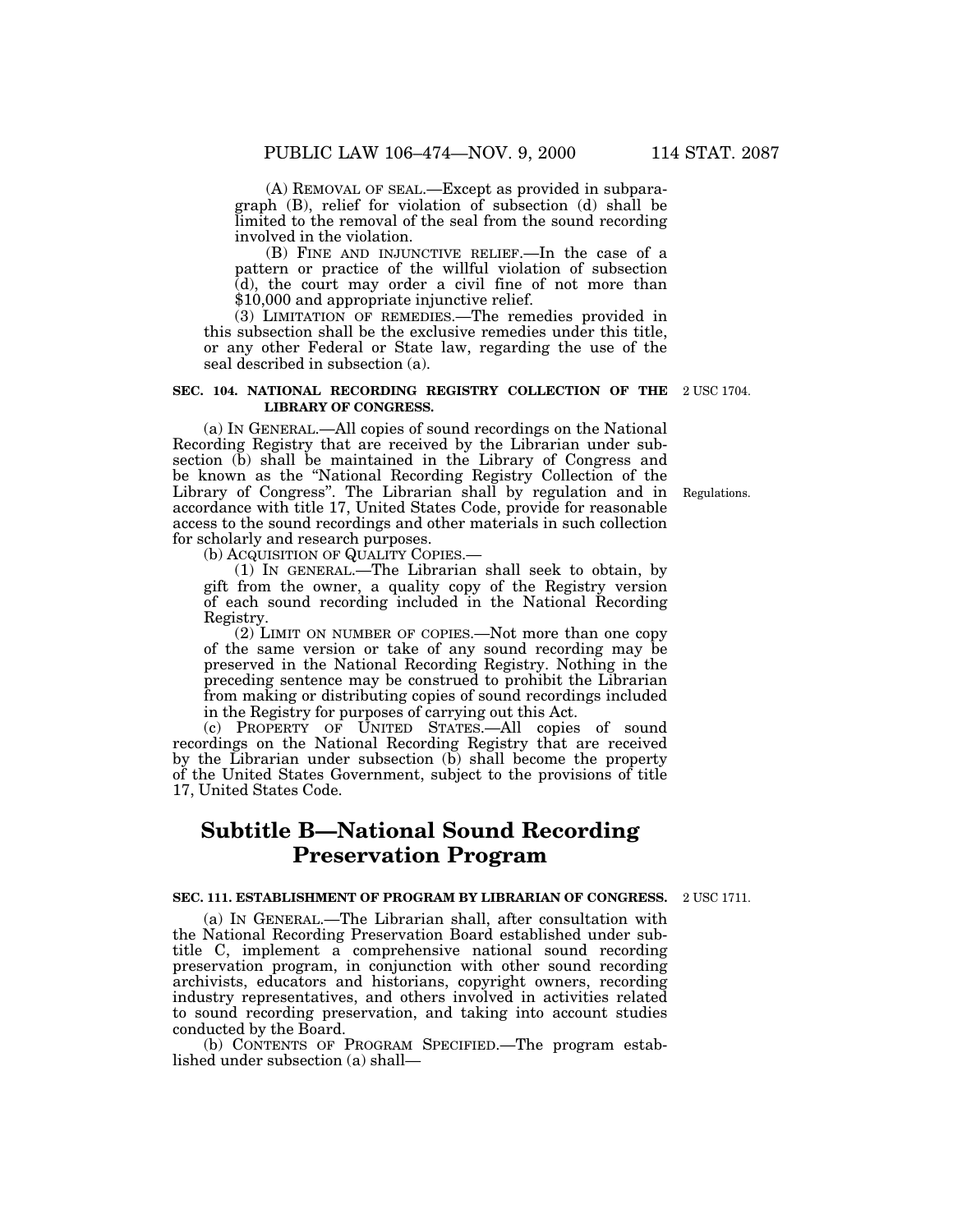(A) REMOVAL OF SEAL.—Except as provided in subparagraph (B), relief for violation of subsection (d) shall be limited to the removal of the seal from the sound recording involved in the violation.

(B) FINE AND INJUNCTIVE RELIEF.—In the case of a pattern or practice of the willful violation of subsection (d), the court may order a civil fine of not more than $10,000 and appropriate injunctive relief.

(3) LIMITATION OF REMEDIES.—The remedies provided in this subsection shall be the exclusive remedies under this title, or any other Federal or State law, regarding the use of the seal described in subsection (a).

**SEC. 104. NATIONAL RECORDING REGISTRY COLLECTION OF THE LIBRARY OF CONGRESS.**

2 USC 1704.

(a) IN GENERAL.—All copies of sound recordings on the National Recording Registry that are received by the Librarian under subsection (b) shall be maintained in the Library of Congress and be known as the "National Recording Registry Collection of the Library of Congress". The Librarian shall by regulation and in accordance with title 17, United States Code, provide for reasonable access to the sound recordings and other materials in such collection for scholarly and research purposes.

Regulations.

(b) ACQUISITION OF QUALITY COPIES.—

(1) IN GENERAL.—The Librarian shall seek to obtain, by gift from the owner, a quality copy of the Registry version of each sound recording included in the National Recording Registry.

(2) LIMIT ON NUMBER OF COPIES.—Not more than one copy of the same version or take of any sound recording may be preserved in the National Recording Registry. Nothing in the preceding sentence may be construed to prohibit the Librarian from making or distributing copies of sound recordings included in the Registry for purposes of carrying out this Act.

(c) PROPERTY OF UNITED STATES.—All copies of sound recordings on the National Recording Registry that are received by the Librarian under subsection (b) shall become the property of the United States Government, subject to the provisions of title 17, United States Code.

## Subtitle B—National Sound Recording Preservation Program

**SEC. 111. ESTABLISHMENT OF PROGRAM BY LIBRARIAN OF CONGRESS.**

2 USC 1711.

(a) IN GENERAL.—The Librarian shall, after consultation with the National Recording Preservation Board established under subtitle C, implement a comprehensive national sound recording preservation program, in conjunction with other sound recording archivists, educators and historians, copyright owners, recording industry representatives, and others involved in activities related to sound recording preservation, and taking into account studies conducted by the Board.

(b) CONTENTS OF PROGRAM SPECIFIED.—The program established under subsection (a) shall—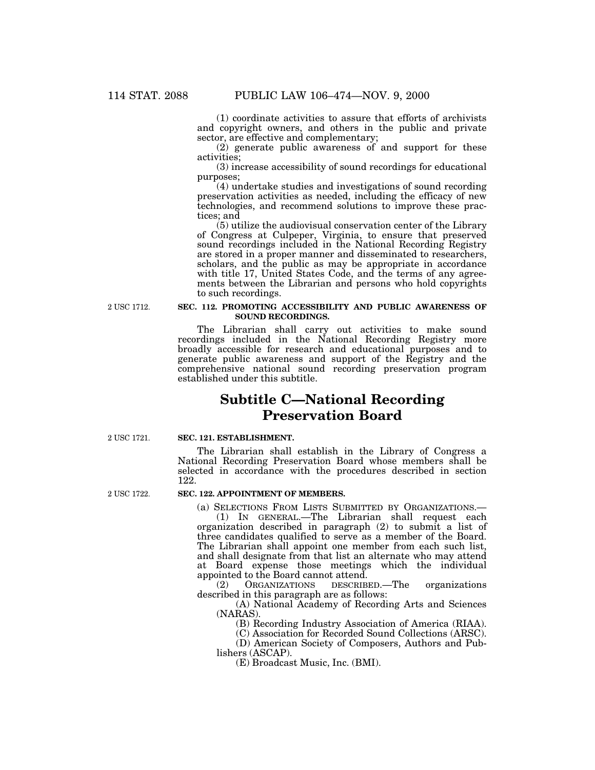(1) coordinate activities to assure that efforts of archivists and copyright owners, and others in the public and private sector, are effective and complementary;

(2) generate public awareness of and support for these activities;

(3) increase accessibility of sound recordings for educational purposes;

(4) undertake studies and investigations of sound recording preservation activities as needed, including the efficacy of new technologies, and recommend solutions to improve these practices; and

(5) utilize the audiovisual conservation center of the Library of Congress at Culpeper, Virginia, to ensure that preserved sound recordings included in the National Recording Registry are stored in a proper manner and disseminated to researchers, scholars, and the public as may be appropriate in accordance with title 17, United States Code, and the terms of any agreements between the Librarian and persons who hold copyrights to such recordings.

2 USC 1712.

**SEC. 112. PROMOTING ACCESSIBILITY AND PUBLIC AWARENESS OF SOUND RECORDINGS.**

The Librarian shall carry out activities to make sound recordings included in the National Recording Registry more broadly accessible for research and educational purposes and to generate public awareness and support of the Registry and the comprehensive national sound recording preservation program established under this subtitle.

## Subtitle C—National Recording Preservation Board

2 USC 1721.

**SEC. 121. ESTABLISHMENT.**

The Librarian shall establish in the Library of Congress a National Recording Preservation Board whose members shall be selected in accordance with the procedures described in section 122.

2 USC 1722.

**SEC. 122. APPOINTMENT OF MEMBERS.**

(a) SELECTIONS FROM LISTS SUBMITTED BY ORGANIZATIONS.—

(1) IN GENERAL.—The Librarian shall request each organization described in paragraph (2) to submit a list of three candidates qualified to serve as a member of the Board. The Librarian shall appoint one member from each such list, and shall designate from that list an alternate who may attend at Board expense those meetings which the individual appointed to the Board cannot attend.

(2) ORGANIZATIONS DESCRIBED.—The organizations described in this paragraph are as follows:

(A) National Academy of Recording Arts and Sciences (NARAS).

(B) Recording Industry Association of America (RIAA).

(C) Association for Recorded Sound Collections (ARSC).

(D) American Society of Composers, Authors and Publishers (ASCAP).

(E) Broadcast Music, Inc. (BMI).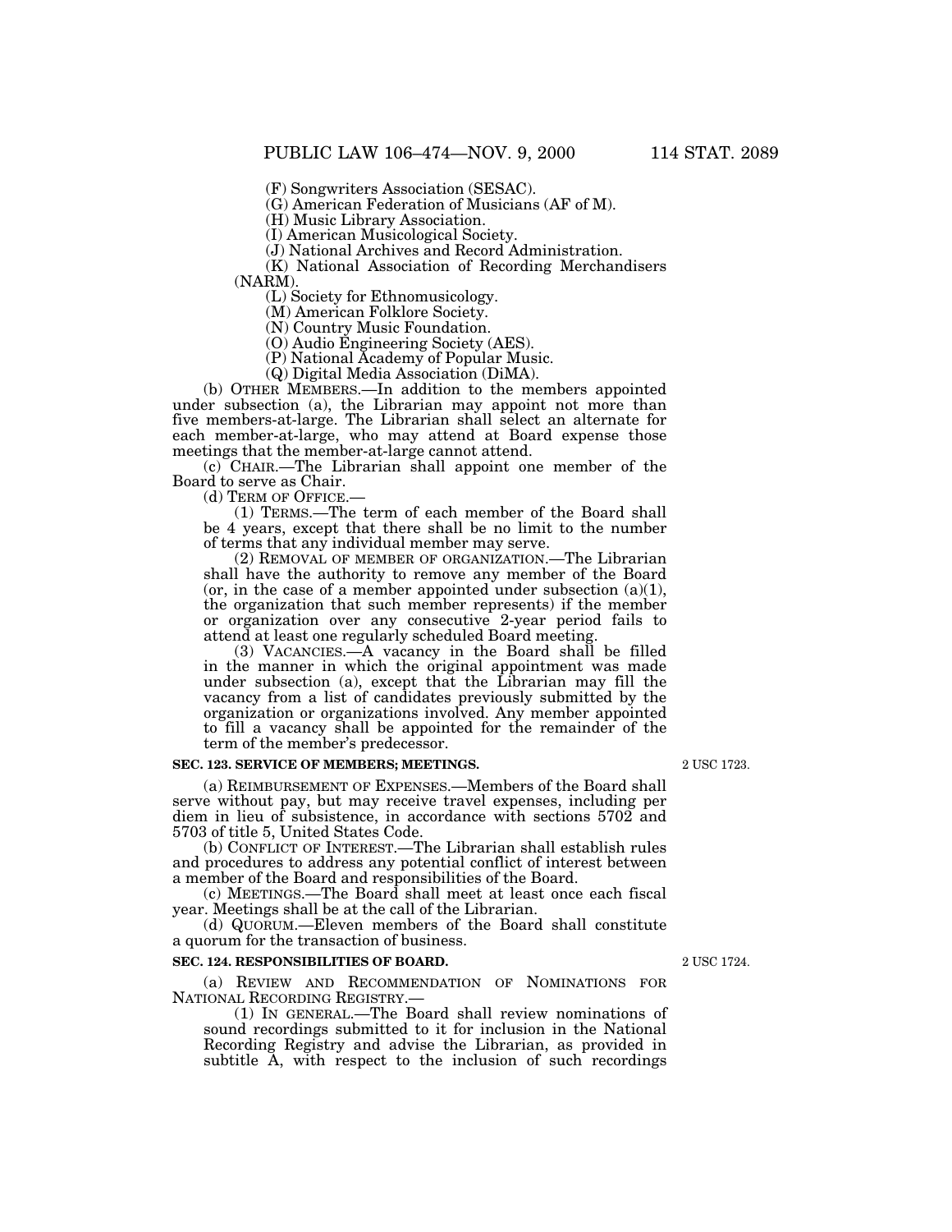(F) Songwriters Association (SESAC).

(G) American Federation of Musicians (AF of M).

(H) Music Library Association.

(I) American Musicological Society.

(J) National Archives and Record Administration.

(K) National Association of Recording Merchandisers (NARM).

(L) Society for Ethnomusicology.

(M) American Folklore Society.

(N) Country Music Foundation.

(O) Audio Engineering Society (AES).

(P) National Academy of Popular Music.

(Q) Digital Media Association (DiMA).

(b) OTHER MEMBERS.—In addition to the members appointed under subsection (a), the Librarian may appoint not more than five members-at-large. The Librarian shall select an alternate for each member-at-large, who may attend at Board expense those meetings that the member-at-large cannot attend.

(c) CHAIR.—The Librarian shall appoint one member of the Board to serve as Chair.

(d) TERM OF OFFICE.—

(1) TERMS.—The term of each member of the Board shall be 4 years, except that there shall be no limit to the number of terms that any individual member may serve.

(2) REMOVAL OF MEMBER OF ORGANIZATION.—The Librarian shall have the authority to remove any member of the Board (or, in the case of a member appointed under subsection (a)(1), the organization that such member represents) if the member or organization over any consecutive 2-year period fails to attend at least one regularly scheduled Board meeting.

(3) VACANCIES.—A vacancy in the Board shall be filled in the manner in which the original appointment was made under subsection (a), except that the Librarian may fill the vacancy from a list of candidates previously submitted by the organization or organizations involved. Any member appointed to fill a vacancy shall be appointed for the remainder of the term of the member's predecessor.

**SEC. 123. SERVICE OF MEMBERS; MEETINGS.**

2 USC 1723.

(a) REIMBURSEMENT OF EXPENSES.—Members of the Board shall serve without pay, but may receive travel expenses, including per diem in lieu of subsistence, in accordance with sections 5702 and 5703 of title 5, United States Code.

(b) CONFLICT OF INTEREST.—The Librarian shall establish rules and procedures to address any potential conflict of interest between a member of the Board and responsibilities of the Board.

(c) MEETINGS.—The Board shall meet at least once each fiscal year. Meetings shall be at the call of the Librarian.

(d) QUORUM.—Eleven members of the Board shall constitute a quorum for the transaction of business.

**SEC. 124. RESPONSIBILITIES OF BOARD.**

2 USC 1724.

(a) REVIEW AND RECOMMENDATION OF NOMINATIONS FOR NATIONAL RECORDING REGISTRY.—

(1) IN GENERAL.—The Board shall review nominations of sound recordings submitted to it for inclusion in the National Recording Registry and advise the Librarian, as provided in subtitle A, with respect to the inclusion of such recordings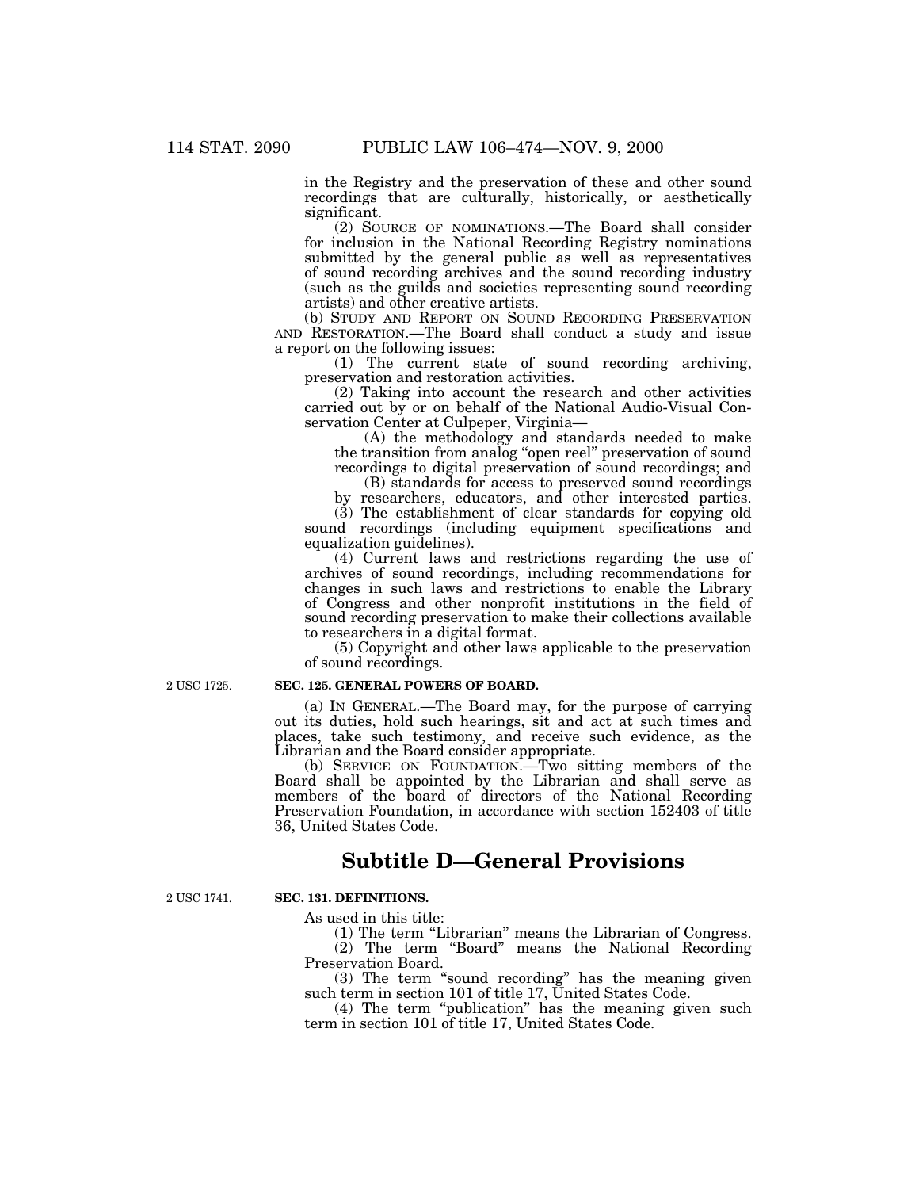in the Registry and the preservation of these and other sound recordings that are culturally, historically, or aesthetically significant.

(2) SOURCE OF NOMINATIONS.—The Board shall consider for inclusion in the National Recording Registry nominations submitted by the general public as well as representatives of sound recording archives and the sound recording industry (such as the guilds and societies representing sound recording artists) and other creative artists.

(b) STUDY AND REPORT ON SOUND RECORDING PRESERVATION AND RESTORATION.—The Board shall conduct a study and issue a report on the following issues:

(1) The current state of sound recording archiving, preservation and restoration activities.

(2) Taking into account the research and other activities carried out by or on behalf of the National Audio-Visual Conservation Center at Culpeper, Virginia—

(A) the methodology and standards needed to make the transition from analog "open reel" preservation of sound recordings to digital preservation of sound recordings; and

(B) standards for access to preserved sound recordings by researchers, educators, and other interested parties.

(3) The establishment of clear standards for copying old sound recordings (including equipment specifications and equalization guidelines).

(4) Current laws and restrictions regarding the use of archives of sound recordings, including recommendations for changes in such laws and restrictions to enable the Library of Congress and other nonprofit institutions in the field of sound recording preservation to make their collections available to researchers in a digital format.

(5) Copyright and other laws applicable to the preservation of sound recordings.

2 USC 1725.

**SEC. 125. GENERAL POWERS OF BOARD.**

(a) IN GENERAL.—The Board may, for the purpose of carrying out its duties, hold such hearings, sit and act at such times and places, take such testimony, and receive such evidence, as the Librarian and the Board consider appropriate.

(b) SERVICE ON FOUNDATION.—Two sitting members of the Board shall be appointed by the Librarian and shall serve as members of the board of directors of the National Recording Preservation Foundation, in accordance with section 152403 of title 36, United States Code.

## Subtitle D—General Provisions

2 USC 1741.

**SEC. 131. DEFINITIONS.**

As used in this title:

(1) The term "Librarian" means the Librarian of Congress.

(2) The term "Board" means the National Recording Preservation Board.

(3) The term "sound recording" has the meaning given such term in section 101 of title 17, United States Code.

(4) The term "publication" has the meaning given such term in section 101 of title 17, United States Code.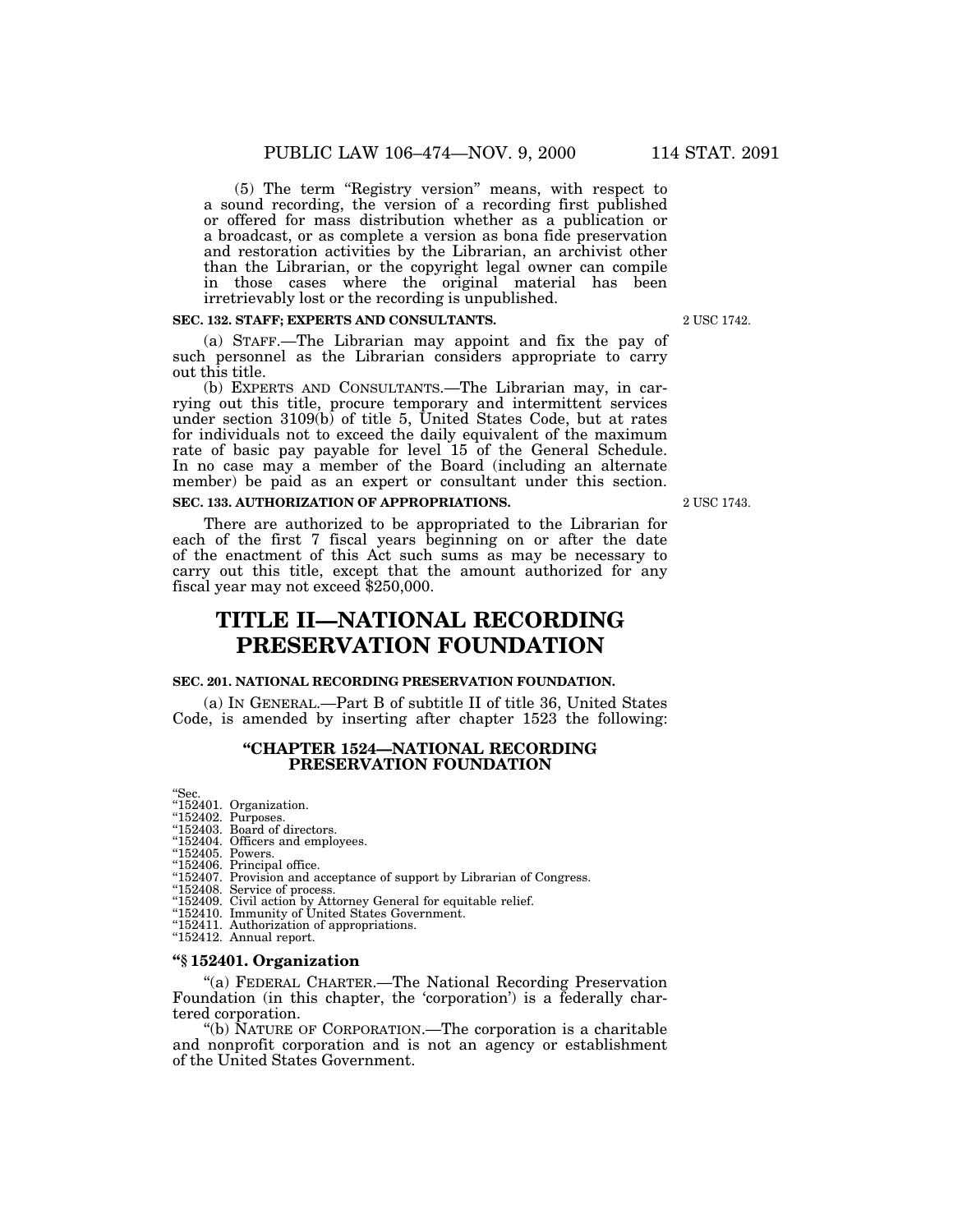(5) The term “Registry version” means, with respect to a sound recording, the version of a recording first published or offered for mass distribution whether as a publication or a broadcast, or as complete a version as bona fide preservation and restoration activities by the Librarian, an archivist other than the Librarian, or the copyright legal owner can compile in those cases where the original material has been irretrievably lost or the recording is unpublished.

**SEC. 132. STAFF; EXPERTS AND CONSULTANTS.**

2 USC 1742.

(a) STAFF.—The Librarian may appoint and fix the pay of such personnel as the Librarian considers appropriate to carry out this title.

(b) EXPERTS AND CONSULTANTS.—The Librarian may, in carrying out this title, procure temporary and intermittent services under section 3109(b) of title 5, United States Code, but at rates for individuals not to exceed the daily equivalent of the maximum rate of basic pay payable for level 15 of the General Schedule. In no case may a member of the Board (including an alternate member) be paid as an expert or consultant under this section.

**SEC. 133. AUTHORIZATION OF APPROPRIATIONS.**

2 USC 1743.

There are authorized to be appropriated to the Librarian for each of the first 7 fiscal years beginning on or after the date of the enactment of this Act such sums as may be necessary to carry out this title, except that the amount authorized for any fiscal year may not exceed $250,000.

# TITLE II—NATIONAL RECORDING PRESERVATION FOUNDATION

**SEC. 201. NATIONAL RECORDING PRESERVATION FOUNDATION.**

(a) IN GENERAL.—Part B of subtitle II of title 36, United States Code, is amended by inserting after chapter 1523 the following:

## “CHAPTER 1524—NATIONAL RECORDING PRESERVATION FOUNDATION

“Sec.
“152401. Organization.
“152402. Purposes.
“152403. Board of directors.
“152404. Officers and employees.
“152405. Powers.
“152406. Principal office.
“152407. Provision and acceptance of support by Librarian of Congress.
“152408. Service of process.
“152409. Civil action by Attorney General for equitable relief.
“152410. Immunity of United States Government.
“152411. Authorization of appropriations.
“152412. Annual report.

### “§ 152401. Organization

“(a) FEDERAL CHARTER.—The National Recording Preservation Foundation (in this chapter, the ‘corporation’) is a federally chartered corporation.

“(b) NATURE OF CORPORATION.—The corporation is a charitable and nonprofit corporation and is not an agency or establishment of the United States Government.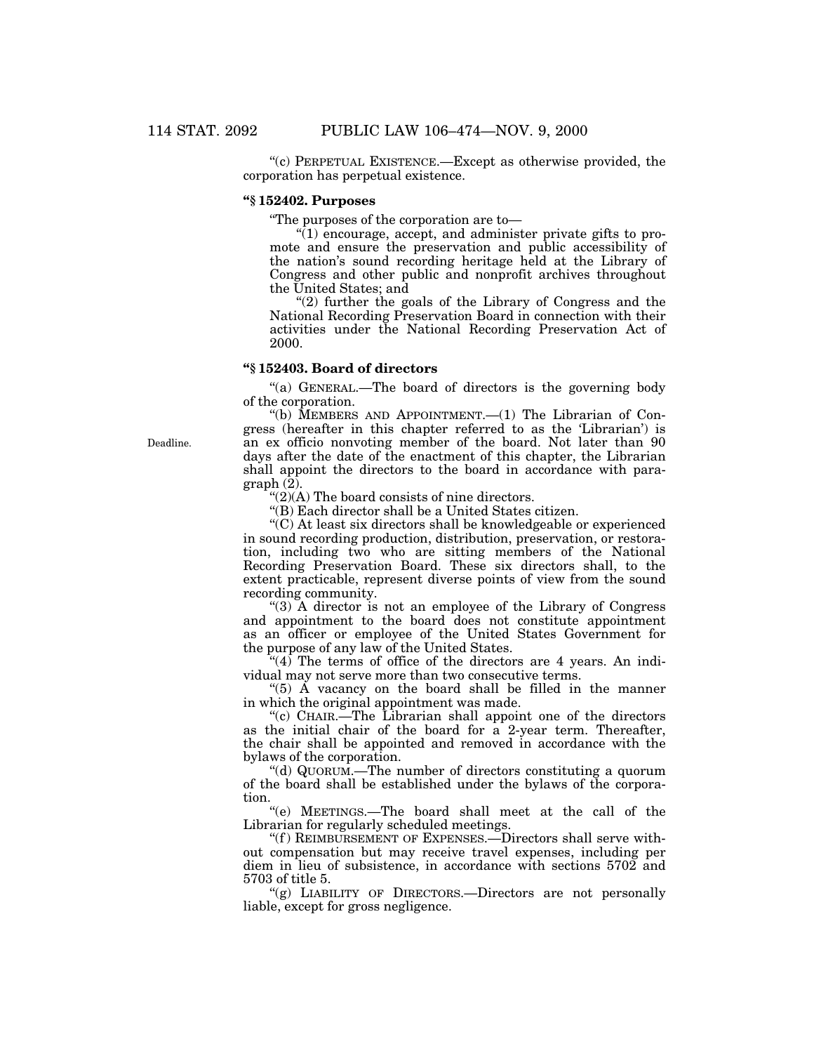"(c) PERPETUAL EXISTENCE.—Except as otherwise provided, the corporation has perpetual existence.

### "§ 152402. Purposes

"The purposes of the corporation are to—

"(1) encourage, accept, and administer private gifts to promote and ensure the preservation and public accessibility of the nation's sound recording heritage held at the Library of Congress and other public and nonprofit archives throughout the United States; and

"(2) further the goals of the Library of Congress and the National Recording Preservation Board in connection with their activities under the National Recording Preservation Act of 2000.

### "§ 152403. Board of directors

"(a) GENERAL.—The board of directors is the governing body of the corporation.

"(b) MEMBERS AND APPOINTMENT.—(1) The Librarian of Congress (hereafter in this chapter referred to as the 'Librarian') is an ex officio nonvoting member of the board. Not later than 90 days after the date of the enactment of this chapter, the Librarian shall appoint the directors to the board in accordance with paragraph (2).

Deadline.

"(2)(A) The board consists of nine directors.

"(B) Each director shall be a United States citizen.

"(C) At least six directors shall be knowledgeable or experienced in sound recording production, distribution, preservation, or restoration, including two who are sitting members of the National Recording Preservation Board. These six directors shall, to the extent practicable, represent diverse points of view from the sound recording community.

"(3) A director is not an employee of the Library of Congress and appointment to the board does not constitute appointment as an officer or employee of the United States Government for the purpose of any law of the United States.

"(4) The terms of office of the directors are 4 years. An individual may not serve more than two consecutive terms.

"(5) A vacancy on the board shall be filled in the manner in which the original appointment was made.

"(c) CHAIR.—The Librarian shall appoint one of the directors as the initial chair of the board for a 2-year term. Thereafter, the chair shall be appointed and removed in accordance with the bylaws of the corporation.

"(d) QUORUM.—The number of directors constituting a quorum of the board shall be established under the bylaws of the corporation.

"(e) MEETINGS.—The board shall meet at the call of the Librarian for regularly scheduled meetings.

"(f) REIMBURSEMENT OF EXPENSES.—Directors shall serve without compensation but may receive travel expenses, including per diem in lieu of subsistence, in accordance with sections 5702 and 5703 of title 5.

"(g) LIABILITY OF DIRECTORS.—Directors are not personally liable, except for gross negligence.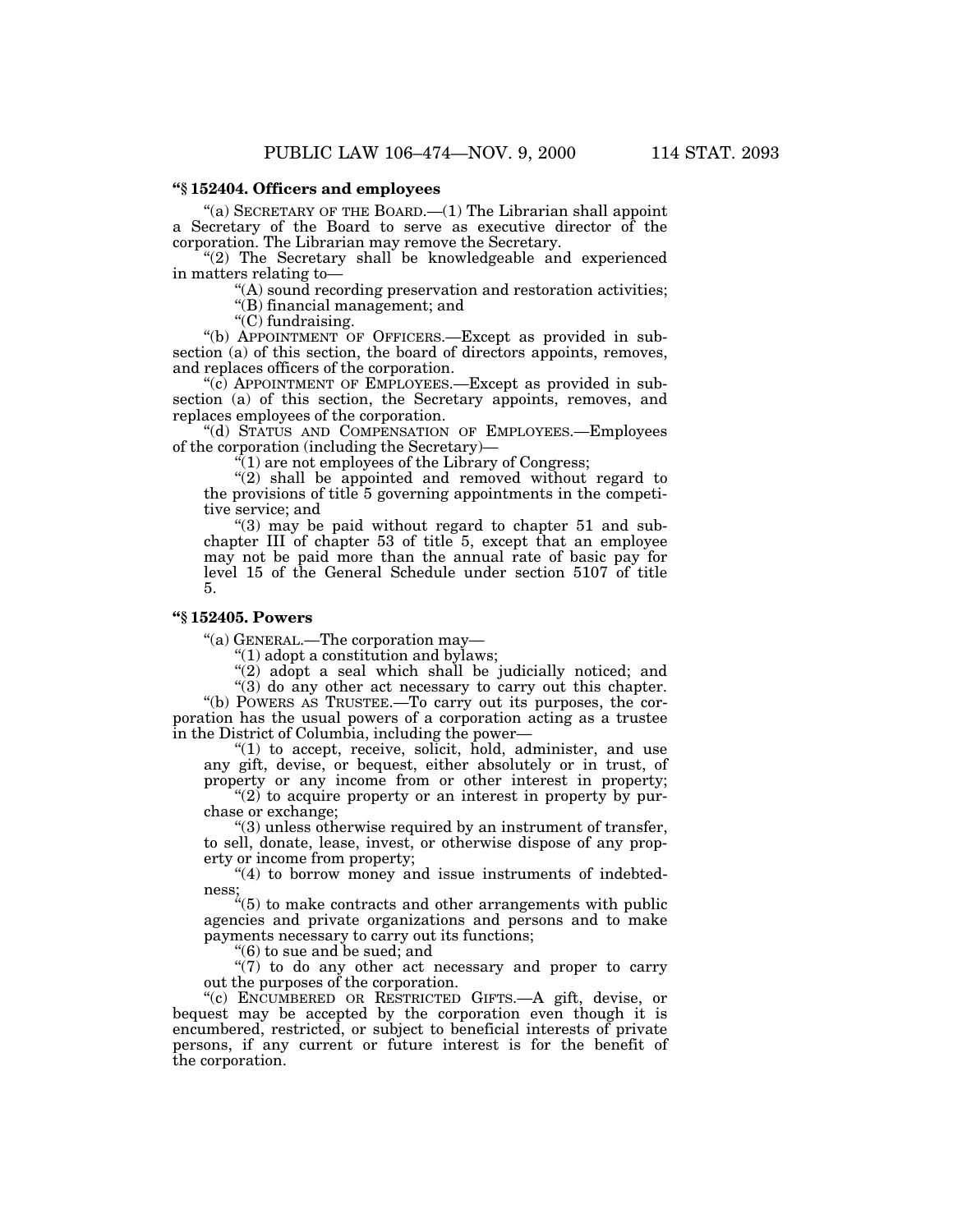### "§ 152404. Officers and employees

"(a) SECRETARY OF THE BOARD.—(1) The Librarian shall appoint a Secretary of the Board to serve as executive director of the corporation. The Librarian may remove the Secretary.

"(2) The Secretary shall be knowledgeable and experienced in matters relating to—

"(A) sound recording preservation and restoration activities;

"(B) financial management; and

"(C) fundraising.

"(b) APPOINTMENT OF OFFICERS.—Except as provided in subsection (a) of this section, the board of directors appoints, removes, and replaces officers of the corporation.

"(c) APPOINTMENT OF EMPLOYEES.—Except as provided in subsection (a) of this section, the Secretary appoints, removes, and replaces employees of the corporation.

"(d) STATUS AND COMPENSATION OF EMPLOYEES.—Employees of the corporation (including the Secretary)—

"(1) are not employees of the Library of Congress;

"(2) shall be appointed and removed without regard to the provisions of title 5 governing appointments in the competitive service; and

"(3) may be paid without regard to chapter 51 and subchapter III of chapter 53 of title 5, except that an employee may not be paid more than the annual rate of basic pay for level 15 of the General Schedule under section 5107 of title 5.

### "§ 152405. Powers

"(a) GENERAL.—The corporation may—

"(1) adopt a constitution and bylaws;

"(2) adopt a seal which shall be judicially noticed; and

"(3) do any other act necessary to carry out this chapter.

"(b) POWERS AS TRUSTEE.—To carry out its purposes, the corporation has the usual powers of a corporation acting as a trustee in the District of Columbia, including the power—

"(1) to accept, receive, solicit, hold, administer, and use any gift, devise, or bequest, either absolutely or in trust, of property or any income from or other interest in property;

"(2) to acquire property or an interest in property by purchase or exchange;

"(3) unless otherwise required by an instrument of transfer, to sell, donate, lease, invest, or otherwise dispose of any property or income from property;

"(4) to borrow money and issue instruments of indebtedness;

"(5) to make contracts and other arrangements with public agencies and private organizations and persons and to make payments necessary to carry out its functions;

"(6) to sue and be sued; and

"(7) to do any other act necessary and proper to carry out the purposes of the corporation.

"(c) ENCUMBERED OR RESTRICTED GIFTS.—A gift, devise, or bequest may be accepted by the corporation even though it is encumbered, restricted, or subject to beneficial interests of private persons, if any current or future interest is for the benefit of the corporation.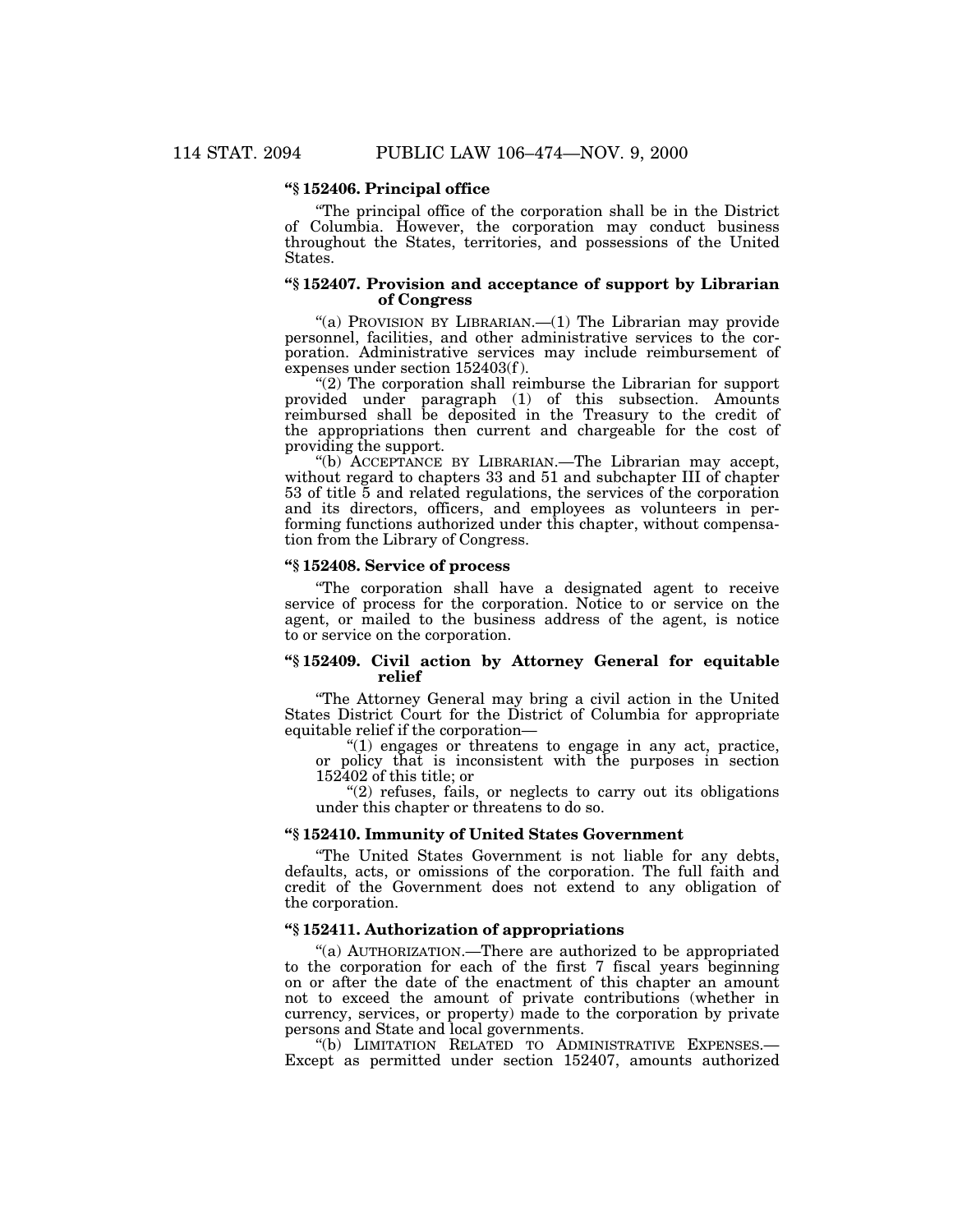**"§ 152406. Principal office**

"The principal office of the corporation shall be in the District of Columbia. However, the corporation may conduct business throughout the States, territories, and possessions of the United States.

**"§ 152407. Provision and acceptance of support by Librarian of Congress**

"(a) PROVISION BY LIBRARIAN.—(1) The Librarian may provide personnel, facilities, and other administrative services to the corporation. Administrative services may include reimbursement of expenses under section 152403(f).

"(2) The corporation shall reimburse the Librarian for support provided under paragraph (1) of this subsection. Amounts reimbursed shall be deposited in the Treasury to the credit of the appropriations then current and chargeable for the cost of providing the support.

"(b) ACCEPTANCE BY LIBRARIAN.—The Librarian may accept, without regard to chapters 33 and 51 and subchapter III of chapter 53 of title 5 and related regulations, the services of the corporation and its directors, officers, and employees as volunteers in performing functions authorized under this chapter, without compensation from the Library of Congress.

**"§ 152408. Service of process**

"The corporation shall have a designated agent to receive service of process for the corporation. Notice to or service on the agent, or mailed to the business address of the agent, is notice to or service on the corporation.

**"§ 152409. Civil action by Attorney General for equitable relief**

"The Attorney General may bring a civil action in the United States District Court for the District of Columbia for appropriate equitable relief if the corporation—

"(1) engages or threatens to engage in any act, practice, or policy that is inconsistent with the purposes in section 152402 of this title; or

"(2) refuses, fails, or neglects to carry out its obligations under this chapter or threatens to do so.

**"§ 152410. Immunity of United States Government**

"The United States Government is not liable for any debts, defaults, acts, or omissions of the corporation. The full faith and credit of the Government does not extend to any obligation of the corporation.

**"§ 152411. Authorization of appropriations**

"(a) AUTHORIZATION.—There are authorized to be appropriated to the corporation for each of the first 7 fiscal years beginning on or after the date of the enactment of this chapter an amount not to exceed the amount of private contributions (whether in currency, services, or property) made to the corporation by private persons and State and local governments.

"(b) LIMITATION RELATED TO ADMINISTRATIVE EXPENSES.—Except as permitted under section 152407, amounts authorized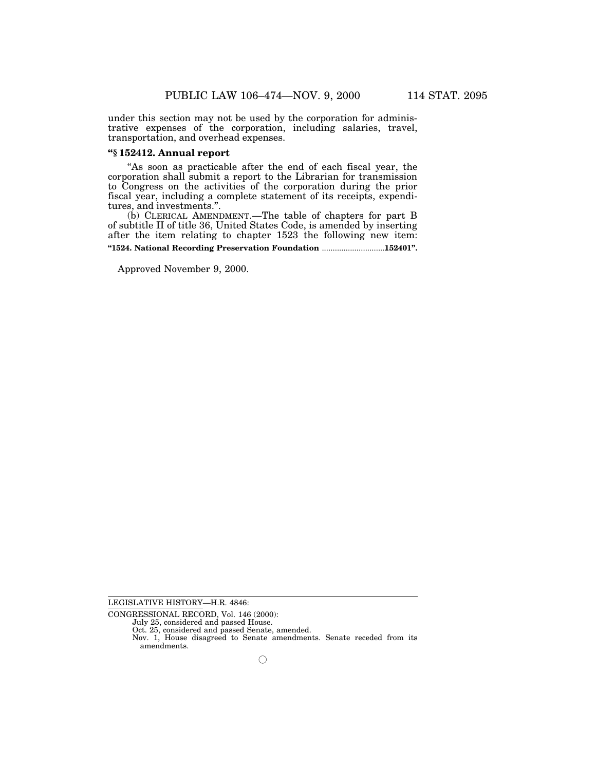under this section may not be used by the corporation for administrative expenses of the corporation, including salaries, travel, transportation, and overhead expenses.

### "§ 152412. Annual report

"As soon as practicable after the end of each fiscal year, the corporation shall submit a report to the Librarian for transmission to Congress on the activities of the corporation during the prior fiscal year, including a complete statement of its receipts, expenditures, and investments.".

(b) CLERICAL AMENDMENT.—The table of chapters for part B of subtitle II of title 36, United States Code, is amended by inserting after the item relating to chapter 1523 the following new item:

**"1524. National Recording Preservation Foundation ............................152401".**

Approved November 9, 2000.

---

LEGISLATIVE HISTORY—H.R. 4846:

CONGRESSIONAL RECORD, Vol. 146 (2000):
- July 25, considered and passed House.
- Oct. 25, considered and passed Senate, amended.
- Nov. 1, House disagreed to Senate amendments. Senate receded from its amendments.